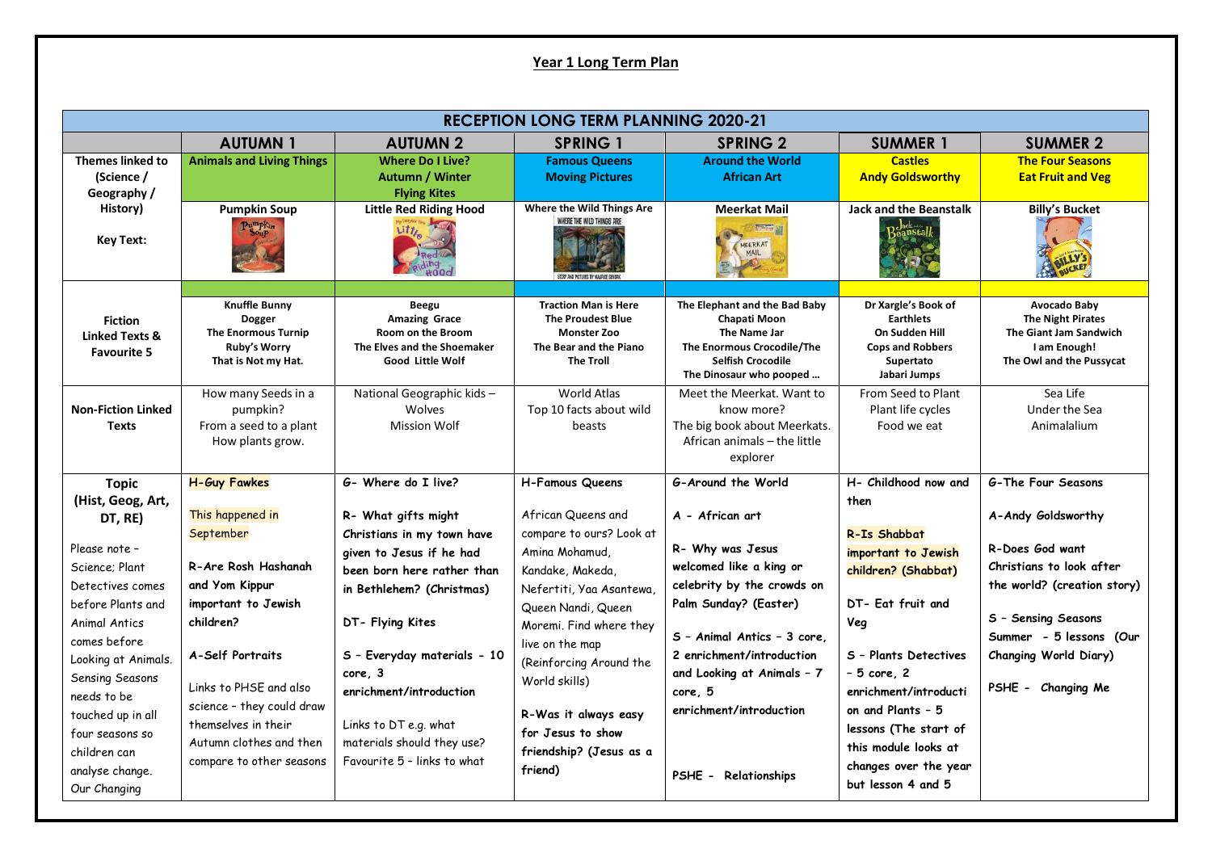# Year 1 Long Term Plan

| RECEPTION LONG TERM PLANNING 2020-21 | | | | | | |
|---|---|---|---|---|---|---|
| | **AUTUMN 1** | **AUTUMN 2** | **SPRING 1** | **SPRING 2** | **SUMMER 1** | **SUMMER 2** |
| **Themes linked to (Science / Geography / History)** | **Animals and Living Things** | **Where Do I Live? Autumn / Winter Flying Kites** | **Famous Queens Moving Pictures** | **Around the World African Art** | **Castles Andy Goldsworthy** | **The Four Seasons Eat Fruit and Veg** |
| **Key Text:** | **Pumpkin Soup** | **Little Red Riding Hood** | **Where the Wild Things Are** | **Meerkat Mail** | **Jack and the Beanstalk** | **Billy's Bucket** |
| **Fiction Linked Texts & Favourite 5** | **Knuffle Bunny Dogger The Enormous Turnip Ruby's Worry That is Not my Hat.** | **Beegu Amazing Grace Room on the Broom The Elves and the Shoemaker Good Little Wolf** | **Traction Man is Here The Proudest Blue Monster Zoo The Bear and the Piano The Troll** | **The Elephant and the Bad Baby Chapati Moon The Name Jar The Enormous Crocodile/The Selfish Crocodile The Dinosaur who pooped …** | **Dr Xargle's Book of Earthlets On Sudden Hill Cops and Robbers Supertato Jabari Jumps** | **Avocado Baby The Night Pirates The Giant Jam Sandwich I am Enough! The Owl and the Pussycat** |
| **Non-Fiction Linked Texts** | How many Seeds in a pumpkin? From a seed to a plant How plants grow. | National Geographic kids – Wolves Mission Wolf | World Atlas Top 10 facts about wild beasts | Meet the Meerkat. Want to know more? The big book about Meerkats. African animals – the little explorer | From Seed to Plant Plant life cycles Food we eat | Sea Life Under the Sea Animalalium |
| **Topic (Hist, Geog, Art, DT, RE)** Please note – Science; Plant Detectives comes before Plants and Animal Antics comes before Looking at Animals. Sensing Seasons needs to be touched up in all four seasons so children can analyse change. Our Changing | **H-Guy Fawkes** This happened in September **R-Are Rosh Hashanah and Yom Kippur important to Jewish children?** **A-Self Portraits** Links to PHSE and also science – they could draw themselves in their Autumn clothes and then compare to other seasons | **G- Where do I live?** **R- What gifts might Christians in my town have given to Jesus if he had been born here rather than in Bethlehem? (Christmas)** **DT- Flying Kites** **S – Everyday materials – 10 core, 3 enrichment/introduction** Links to DT e.g. what materials should they use? Favourite 5 – links to what | **H-Famous Queens** African Queens and compare to ours? Look at Amina Mohamud, Kandake, Makeda, Nefertiti, Yaa Asantewa, Queen Nandi, Queen Moremi. Find where they live on the map (Reinforcing Around the World skills) **R-Was it always easy for Jesus to show friendship? (Jesus as a friend)** | **G-Around the World** **A - African art** **R- Why was Jesus welcomed like a king or celebrity by the crowds on Palm Sunday? (Easter)** **S – Animal Antics – 3 core, 2 enrichment/introduction and Looking at Animals – 7 core, 5 enrichment/introduction** **PSHE - Relationships** | **H- Childhood now and then** **R-Is Shabbat important to Jewish children? (Shabbat)** **DT- Eat fruit and Veg** **S – Plants Detectives – 5 core, 2 enrichment/introduction and Plants – 5 lessons (The start of this module looks at changes over the year but lesson 4 and 5** | **G-The Four Seasons** **A-Andy Goldsworthy** **R-Does God want Christians to look after the world? (creation story)** **S – Sensing Seasons Summer - 5 lessons (Our Changing World Diary)** **PSHE - Changing Me** |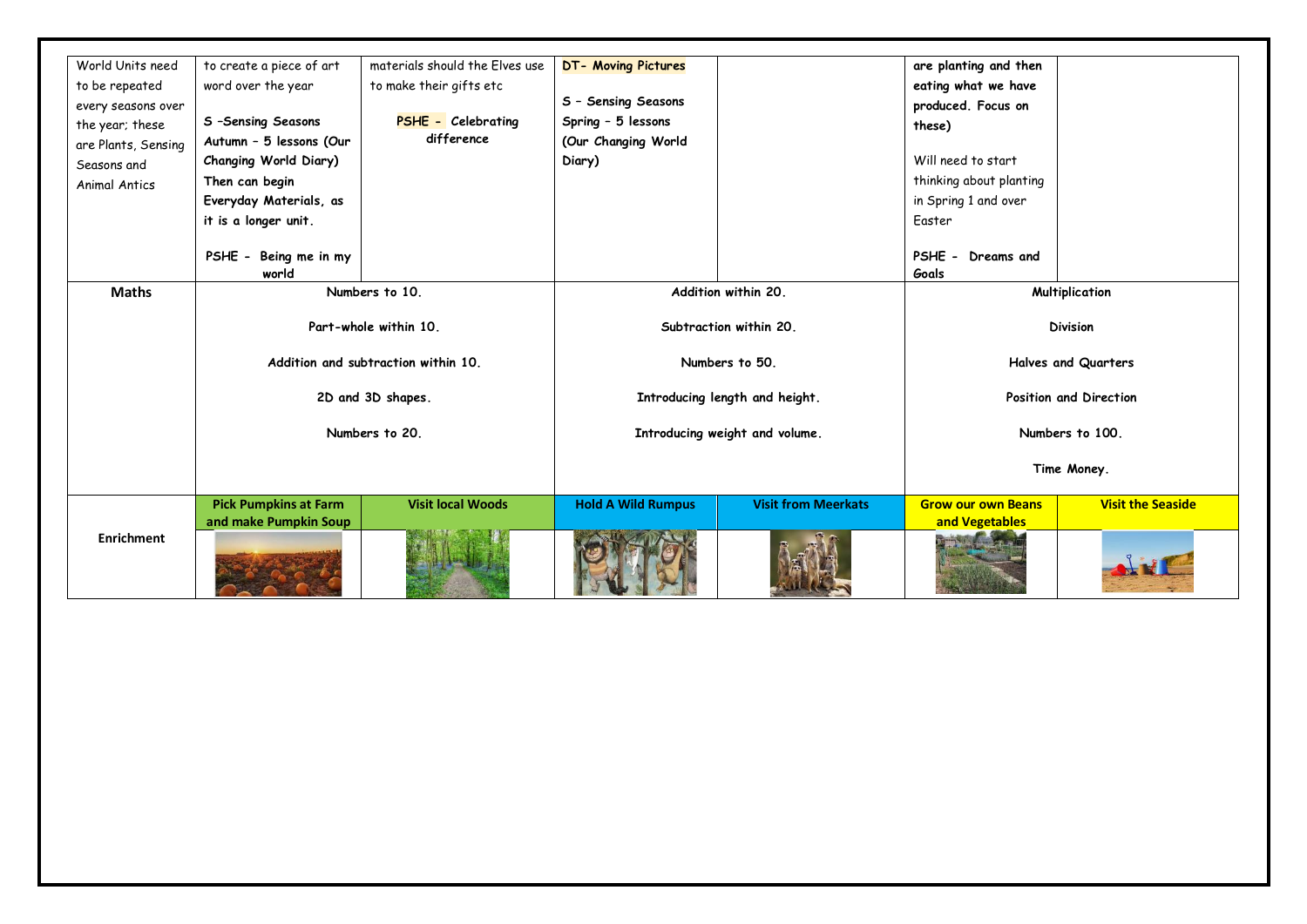| | | | | | | |
|---|---|---|---|---|---|---|
| World Units need to be repeated every seasons over the year; these are Plants, Sensing Seasons and Animal Antics | to create a piece of art word over the year<br><br>**S –Sensing Seasons Autumn – 5 lessons (Our Changing World Diary) Then can begin Everyday Materials, as it is a longer unit.**<br><br>**PSHE - Being me in my world** | materials should the Elves use to make their gifts etc<br><br>**PSHE - Celebrating difference** | **DT- Moving Pictures**<br><br>**S – Sensing Seasons Spring – 5 lessons (Our Changing World Diary)** | | **are planting and then eating what we have produced. Focus on these)**<br><br>Will need to start thinking about planting in Spring 1 and over Easter<br><br>**PSHE - Dreams and Goals** | |
| **Maths** | Numbers to 10.<br><br>Part-whole within 10.<br><br>Addition and subtraction within 10.<br><br>2D and 3D shapes.<br><br>Numbers to 20. | | **Addition within 20.**<br><br>**Subtraction within 20.**<br><br>**Numbers to 50.**<br><br>**Introducing length and height.**<br><br>**Introducing weight and volume.** | | **Multiplication**<br><br>**Division**<br><br>**Halves and Quarters**<br><br>**Position and Direction**<br><br>**Numbers to 100.**<br><br>**Time Money.** | |
| **Enrichment** | **Pick Pumpkins at Farm and make Pumpkin Soup** | **Visit local Woods** | **Hold A Wild Rumpus** | **Visit from Meerkats** | **Grow our own Beans and Vegetables** | **Visit the Seaside** |